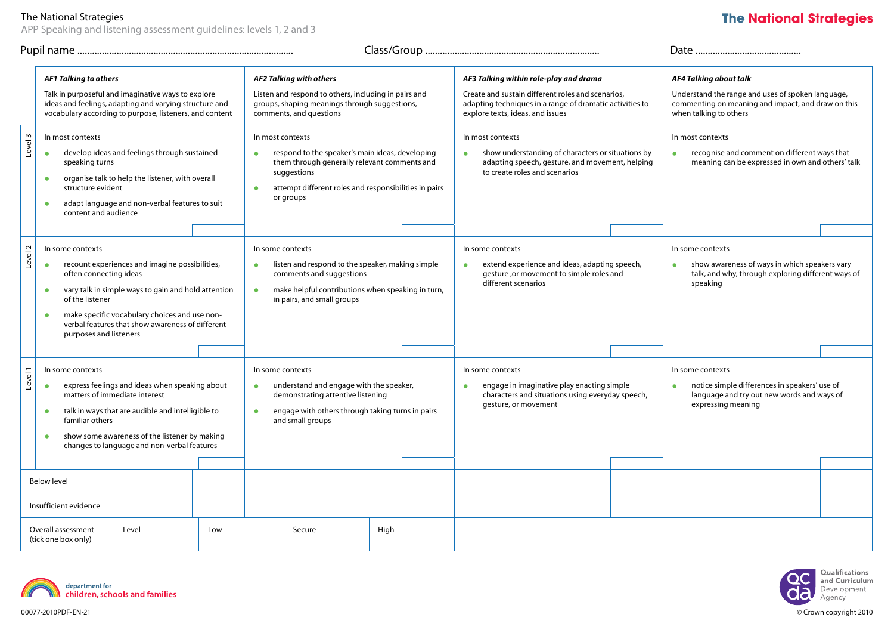The National Strategies

APP Speaking and listening assessment guidelines: levels 1, 2 and 3

Pupil name ........................................ Class/Group ........................................ Date ........................................

| | AF1 Talking to others | AF2 Talking with others | AF3 Talking within role-play and drama | AF4 Talking about talk |
|---|---|---|---|---|
| | Talk in purposeful and imaginative ways to explore ideas and feelings, adapting and varying structure and vocabulary according to purpose, listeners, and content | Listen and respond to others, including in pairs and groups, shaping meanings through suggestions, comments, and questions | Create and sustain different roles and scenarios, adapting techniques in a range of dramatic activities to explore texts, ideas, and issues | Understand the range and uses of spoken language, commenting on meaning and impact, and draw on this when talking to others |
| Level 3 | In most contexts<br>• develop ideas and feelings through sustained speaking turns<br>• organise talk to help the listener, with overall structure evident<br>• adapt language and non-verbal features to suit content and audience | In most contexts<br>• respond to the speaker's main ideas, developing them through generally relevant comments and suggestions<br>• attempt different roles and responsibilities in pairs or groups | In most contexts<br>• show understanding of characters or situations by adapting speech, gesture, and movement, helping to create roles and scenarios | In most contexts<br>• recognise and comment on different ways that meaning can be expressed in own and others' talk |
| Level 2 | In some contexts<br>• recount experiences and imagine possibilities, often connecting ideas<br>• vary talk in simple ways to gain and hold attention of the listener<br>• make specific vocabulary choices and use non-verbal features that show awareness of different purposes and listeners | In some contexts<br>• listen and respond to the speaker, making simple comments and suggestions<br>• make helpful contributions when speaking in turn, in pairs, and small groups | In some contexts<br>• extend experience and ideas, adapting speech, gesture ,or movement to simple roles and different scenarios | In some contexts<br>• show awareness of ways in which speakers vary talk, and why, through exploring different ways of speaking |
| Level 1 | In some contexts<br>• express feelings and ideas when speaking about matters of immediate interest<br>• talk in ways that are audible and intelligible to familiar others<br>• show some awareness of the listener by making changes to language and non-verbal features | In some contexts<br>• understand and engage with the speaker, demonstrating attentive listening<br>• engage with others through taking turns in pairs and small groups | In some contexts<br>• engage in imaginative play enacting simple characters and situations using everyday speech, gesture, or movement | In some contexts<br>• notice simple differences in speakers' use of language and try out new words and ways of expressing meaning |
| Below level | | | | |
| Insufficient evidence | | | | |

| Overall assessment (tick one box only) | Level | Low | Secure | High |
|---|---|---|---|---|
| | | | | |

department for children, schools and families

Qualifications and Curriculum Development Agency

00077-2010PDF-EN-21

© Crown copyright 2010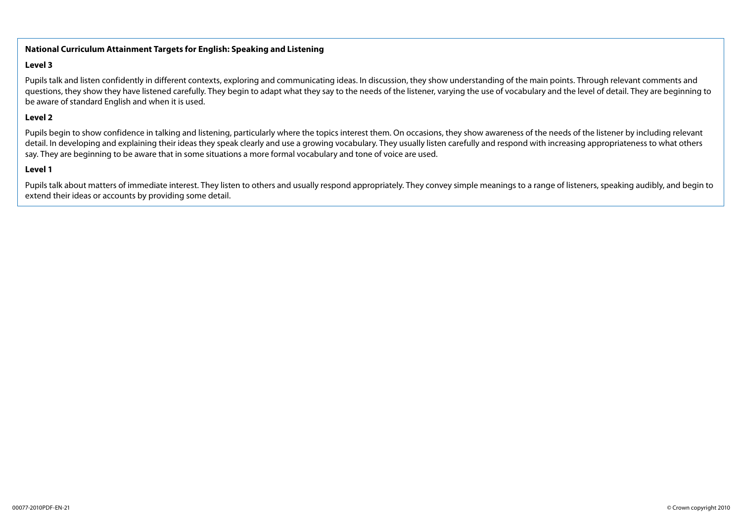**National Curriculum Attainment Targets for English: Speaking and Listening**

**Level 3**

Pupils talk and listen confidently in different contexts, exploring and communicating ideas. In discussion, they show understanding of the main points. Through relevant comments and questions, they show they have listened carefully. They begin to adapt what they say to the needs of the listener, varying the use of vocabulary and the level of detail. They are beginning to be aware of standard English and when it is used.

**Level 2**

Pupils begin to show confidence in talking and listening, particularly where the topics interest them. On occasions, they show awareness of the needs of the listener by including relevant detail. In developing and explaining their ideas they speak clearly and use a growing vocabulary. They usually listen carefully and respond with increasing appropriateness to what others say. They are beginning to be aware that in some situations a more formal vocabulary and tone of voice are used.

**Level 1**

Pupils talk about matters of immediate interest. They listen to others and usually respond appropriately. They convey simple meanings to a range of listeners, speaking audibly, and begin to extend their ideas or accounts by providing some detail.